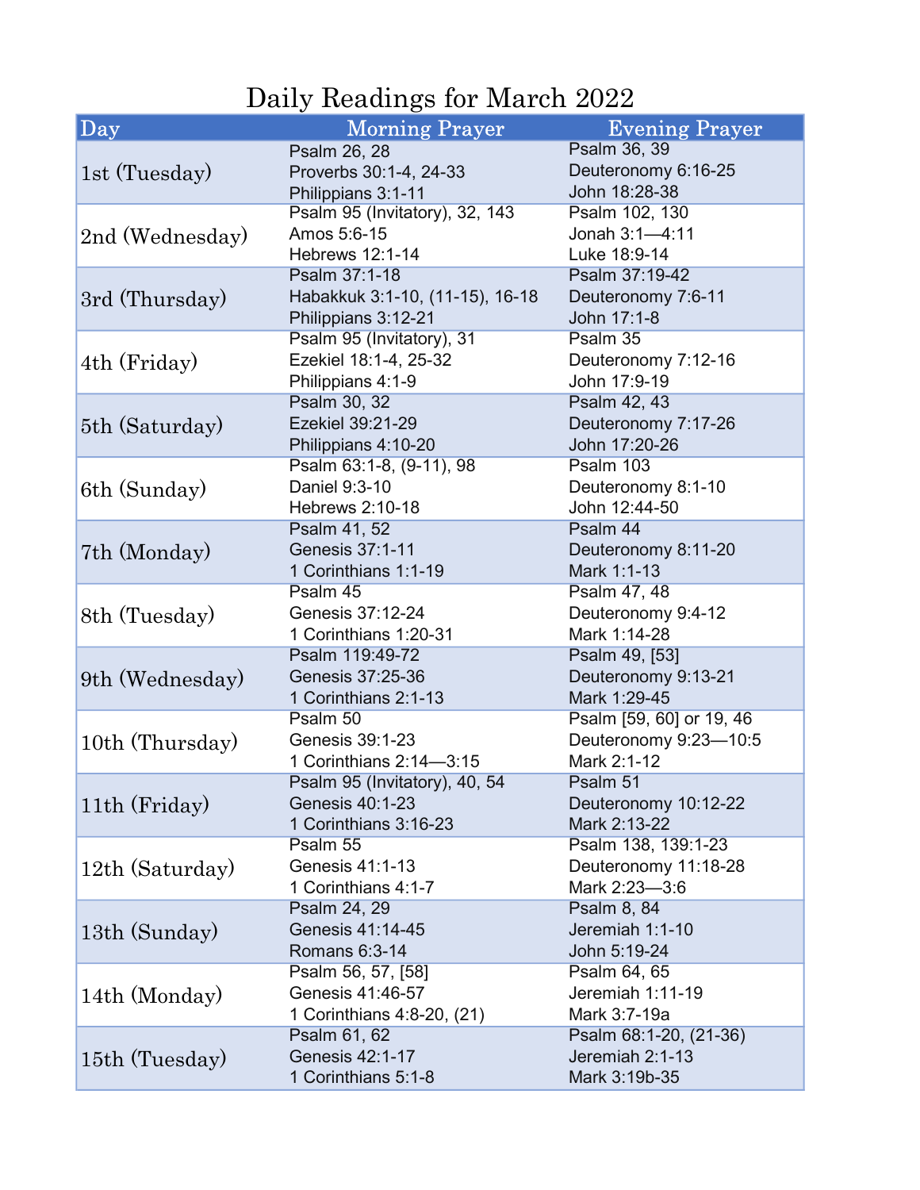# Daily Readings for March 2022

| Day | Morning Prayer | Evening Prayer |
|---|---|---|
| 1st (Tuesday) | Psalm 26, 28<br>Proverbs 30:1-4, 24-33<br>Philippians 3:1-11 | Psalm 36, 39<br>Deuteronomy 6:16-25<br>John 18:28-38 |
| 2nd (Wednesday) | Psalm 95 (Invitatory), 32, 143<br>Amos 5:6-15<br>Hebrews 12:1-14 | Psalm 102, 130<br>Jonah 3:1—4:11<br>Luke 18:9-14 |
| 3rd (Thursday) | Psalm 37:1-18<br>Habakkuk 3:1-10, (11-15), 16-18<br>Philippians 3:12-21 | Psalm 37:19-42<br>Deuteronomy 7:6-11<br>John 17:1-8 |
| 4th (Friday) | Psalm 95 (Invitatory), 31<br>Ezekiel 18:1-4, 25-32<br>Philippians 4:1-9 | Psalm 35<br>Deuteronomy 7:12-16<br>John 17:9-19 |
| 5th (Saturday) | Psalm 30, 32<br>Ezekiel 39:21-29<br>Philippians 4:10-20 | Psalm 42, 43<br>Deuteronomy 7:17-26<br>John 17:20-26 |
| 6th (Sunday) | Psalm 63:1-8, (9-11), 98<br>Daniel 9:3-10<br>Hebrews 2:10-18 | Psalm 103<br>Deuteronomy 8:1-10<br>John 12:44-50 |
| 7th (Monday) | Psalm 41, 52<br>Genesis 37:1-11<br>1 Corinthians 1:1-19 | Psalm 44<br>Deuteronomy 8:11-20<br>Mark 1:1-13 |
| 8th (Tuesday) | Psalm 45<br>Genesis 37:12-24<br>1 Corinthians 1:20-31 | Psalm 47, 48<br>Deuteronomy 9:4-12<br>Mark 1:14-28 |
| 9th (Wednesday) | Psalm 119:49-72<br>Genesis 37:25-36<br>1 Corinthians 2:1-13 | Psalm 49, [53]<br>Deuteronomy 9:13-21<br>Mark 1:29-45 |
| 10th (Thursday) | Psalm 50<br>Genesis 39:1-23<br>1 Corinthians 2:14—3:15 | Psalm [59, 60] or 19, 46<br>Deuteronomy 9:23—10:5<br>Mark 2:1-12 |
| 11th (Friday) | Psalm 95 (Invitatory), 40, 54<br>Genesis 40:1-23<br>1 Corinthians 3:16-23 | Psalm 51<br>Deuteronomy 10:12-22<br>Mark 2:13-22 |
| 12th (Saturday) | Psalm 55<br>Genesis 41:1-13<br>1 Corinthians 4:1-7 | Psalm 138, 139:1-23<br>Deuteronomy 11:18-28<br>Mark 2:23—3:6 |
| 13th (Sunday) | Psalm 24, 29<br>Genesis 41:14-45<br>Romans 6:3-14 | Psalm 8, 84<br>Jeremiah 1:1-10<br>John 5:19-24 |
| 14th (Monday) | Psalm 56, 57, [58]<br>Genesis 41:46-57<br>1 Corinthians 4:8-20, (21) | Psalm 64, 65<br>Jeremiah 1:11-19<br>Mark 3:7-19a |
| 15th (Tuesday) | Psalm 61, 62<br>Genesis 42:1-17<br>1 Corinthians 5:1-8 | Psalm 68:1-20, (21-36)<br>Jeremiah 2:1-13<br>Mark 3:19b-35 |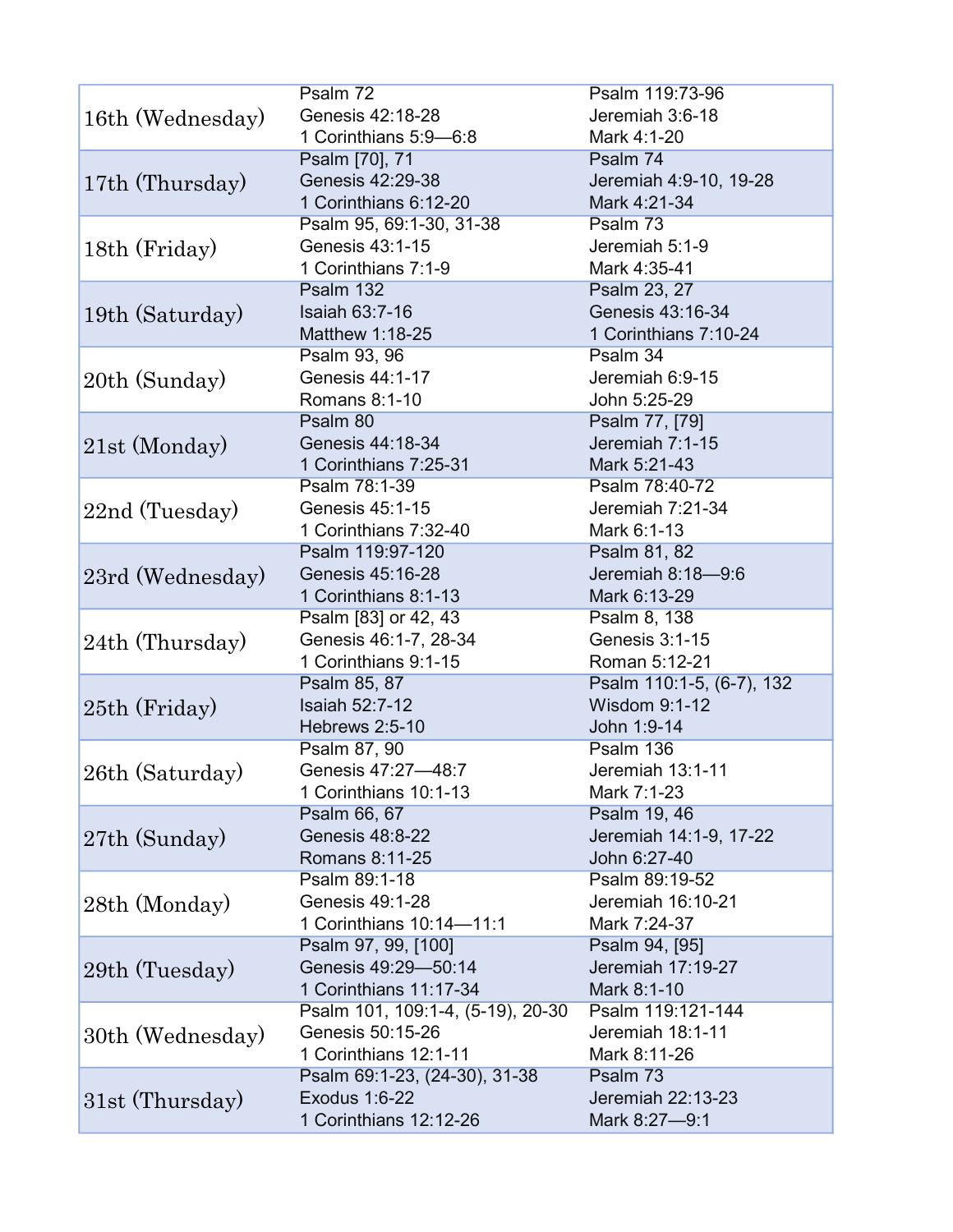| | | |
|---|---|---|
| 16th (Wednesday) | Psalm 72<br>Genesis 42:18-28<br>1 Corinthians 5:9—6:8 | Psalm 119:73-96<br>Jeremiah 3:6-18<br>Mark 4:1-20 |
| 17th (Thursday) | Psalm [70], 71<br>Genesis 42:29-38<br>1 Corinthians 6:12-20 | Psalm 74<br>Jeremiah 4:9-10, 19-28<br>Mark 4:21-34 |
| 18th (Friday) | Psalm 95, 69:1-30, 31-38<br>Genesis 43:1-15<br>1 Corinthians 7:1-9 | Psalm 73<br>Jeremiah 5:1-9<br>Mark 4:35-41 |
| 19th (Saturday) | Psalm 132<br>Isaiah 63:7-16<br>Matthew 1:18-25 | Psalm 23, 27<br>Genesis 43:16-34<br>1 Corinthians 7:10-24 |
| 20th (Sunday) | Psalm 93, 96<br>Genesis 44:1-17<br>Romans 8:1-10 | Psalm 34<br>Jeremiah 6:9-15<br>John 5:25-29 |
| 21st (Monday) | Psalm 80<br>Genesis 44:18-34<br>1 Corinthians 7:25-31 | Psalm 77, [79]<br>Jeremiah 7:1-15<br>Mark 5:21-43 |
| 22nd (Tuesday) | Psalm 78:1-39<br>Genesis 45:1-15<br>1 Corinthians 7:32-40 | Psalm 78:40-72<br>Jeremiah 7:21-34<br>Mark 6:1-13 |
| 23rd (Wednesday) | Psalm 119:97-120<br>Genesis 45:16-28<br>1 Corinthians 8:1-13 | Psalm 81, 82<br>Jeremiah 8:18—9:6<br>Mark 6:13-29 |
| 24th (Thursday) | Psalm [83] or 42, 43<br>Genesis 46:1-7, 28-34<br>1 Corinthians 9:1-15 | Psalm 8, 138<br>Genesis 3:1-15<br>Roman 5:12-21 |
| 25th (Friday) | Psalm 85, 87<br>Isaiah 52:7-12<br>Hebrews 2:5-10 | Psalm 110:1-5, (6-7), 132<br>Wisdom 9:1-12<br>John 1:9-14 |
| 26th (Saturday) | Psalm 87, 90<br>Genesis 47:27—48:7<br>1 Corinthians 10:1-13 | Psalm 136<br>Jeremiah 13:1-11<br>Mark 7:1-23 |
| 27th (Sunday) | Psalm 66, 67<br>Genesis 48:8-22<br>Romans 8:11-25 | Psalm 19, 46<br>Jeremiah 14:1-9, 17-22<br>John 6:27-40 |
| 28th (Monday) | Psalm 89:1-18<br>Genesis 49:1-28<br>1 Corinthians 10:14—11:1 | Psalm 89:19-52<br>Jeremiah 16:10-21<br>Mark 7:24-37 |
| 29th (Tuesday) | Psalm 97, 99, [100]<br>Genesis 49:29—50:14<br>1 Corinthians 11:17-34 | Psalm 94, [95]<br>Jeremiah 17:19-27<br>Mark 8:1-10 |
| 30th (Wednesday) | Psalm 101, 109:1-4, (5-19), 20-30<br>Genesis 50:15-26<br>1 Corinthians 12:1-11 | Psalm 119:121-144<br>Jeremiah 18:1-11<br>Mark 8:11-26 |
| 31st (Thursday) | Psalm 69:1-23, (24-30), 31-38<br>Exodus 1:6-22<br>1 Corinthians 12:12-26 | Psalm 73<br>Jeremiah 22:13-23<br>Mark 8:27—9:1 |